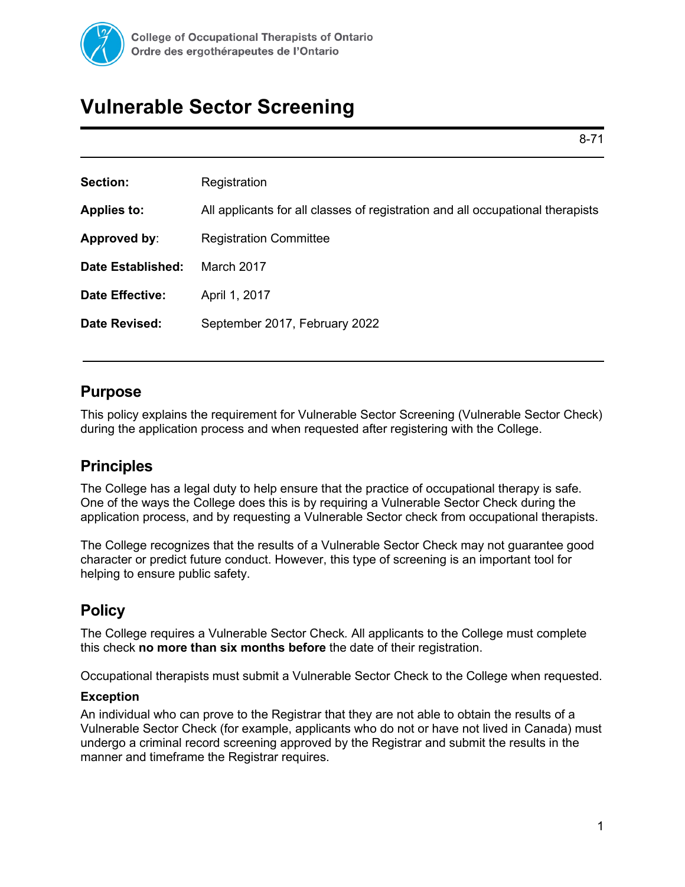College of Occupational Therapists of Ontario
Ordre des ergothérapeutes de l'Ontario

# Vulnerable Sector Screening

8-71

| | |
|---|---|
| **Section:** | Registration |
| **Applies to:** | All applicants for all classes of registration and all occupational therapists |
| **Approved by**: | Registration Committee |
| **Date Established:** | March 2017 |
| **Date Effective:** | April 1, 2017 |
| **Date Revised:** | September 2017, February 2022 |

## Purpose

This policy explains the requirement for Vulnerable Sector Screening (Vulnerable Sector Check) during the application process and when requested after registering with the College.

## Principles

The College has a legal duty to help ensure that the practice of occupational therapy is safe. One of the ways the College does this is by requiring a Vulnerable Sector Check during the application process, and by requesting a Vulnerable Sector check from occupational therapists.

The College recognizes that the results of a Vulnerable Sector Check may not guarantee good character or predict future conduct. However, this type of screening is an important tool for helping to ensure public safety.

## Policy

The College requires a Vulnerable Sector Check. All applicants to the College must complete this check **no more than six months before** the date of their registration.

Occupational therapists must submit a Vulnerable Sector Check to the College when requested.

### Exception

An individual who can prove to the Registrar that they are not able to obtain the results of a Vulnerable Sector Check (for example, applicants who do not or have not lived in Canada) must undergo a criminal record screening approved by the Registrar and submit the results in the manner and timeframe the Registrar requires.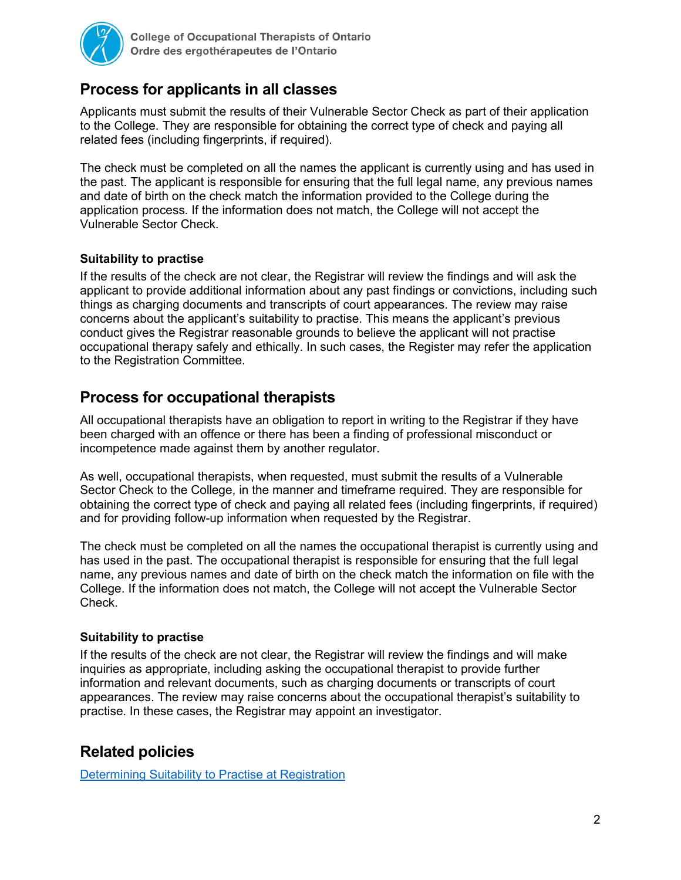## Process for applicants in all classes

Applicants must submit the results of their Vulnerable Sector Check as part of their application to the College. They are responsible for obtaining the correct type of check and paying all related fees (including fingerprints, if required).

The check must be completed on all the names the applicant is currently using and has used in the past. The applicant is responsible for ensuring that the full legal name, any previous names and date of birth on the check match the information provided to the College during the application process. If the information does not match, the College will not accept the Vulnerable Sector Check.

### Suitability to practise

If the results of the check are not clear, the Registrar will review the findings and will ask the applicant to provide additional information about any past findings or convictions, including such things as charging documents and transcripts of court appearances. The review may raise concerns about the applicant's suitability to practise. This means the applicant's previous conduct gives the Registrar reasonable grounds to believe the applicant will not practise occupational therapy safely and ethically. In such cases, the Register may refer the application to the Registration Committee.

## Process for occupational therapists

All occupational therapists have an obligation to report in writing to the Registrar if they have been charged with an offence or there has been a finding of professional misconduct or incompetence made against them by another regulator.

As well, occupational therapists, when requested, must submit the results of a Vulnerable Sector Check to the College, in the manner and timeframe required. They are responsible for obtaining the correct type of check and paying all related fees (including fingerprints, if required) and for providing follow-up information when requested by the Registrar.

The check must be completed on all the names the occupational therapist is currently using and has used in the past. The occupational therapist is responsible for ensuring that the full legal name, any previous names and date of birth on the check match the information on file with the College. If the information does not match, the College will not accept the Vulnerable Sector Check.

### Suitability to practise

If the results of the check are not clear, the Registrar will review the findings and will make inquiries as appropriate, including asking the occupational therapist to provide further information and relevant documents, such as charging documents or transcripts of court appearances. The review may raise concerns about the occupational therapist's suitability to practise. In these cases, the Registrar may appoint an investigator.

## Related policies

Determining Suitability to Practise at Registration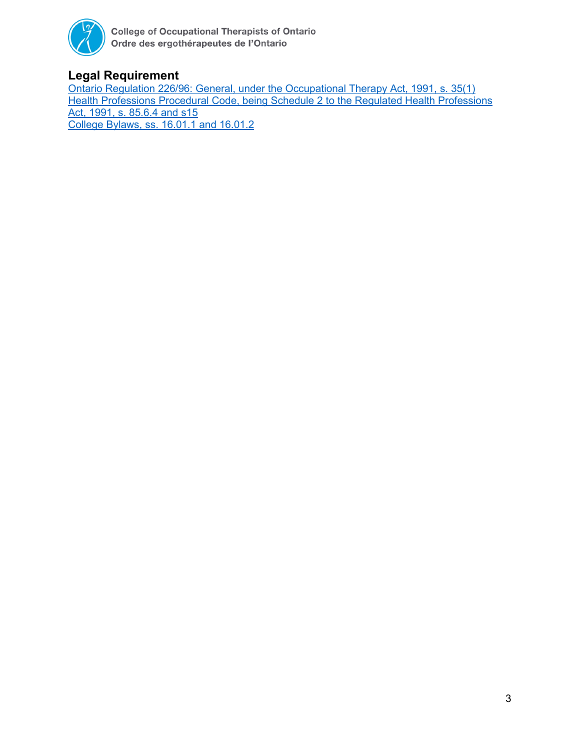## Legal Requirement

Ontario Regulation 226/96: General, under the Occupational Therapy Act, 1991, s. 35(1)
Health Professions Procedural Code, being Schedule 2 to the Regulated Health Professions Act, 1991, s. 85.6.4 and s15
College Bylaws, ss. 16.01.1 and 16.01.2